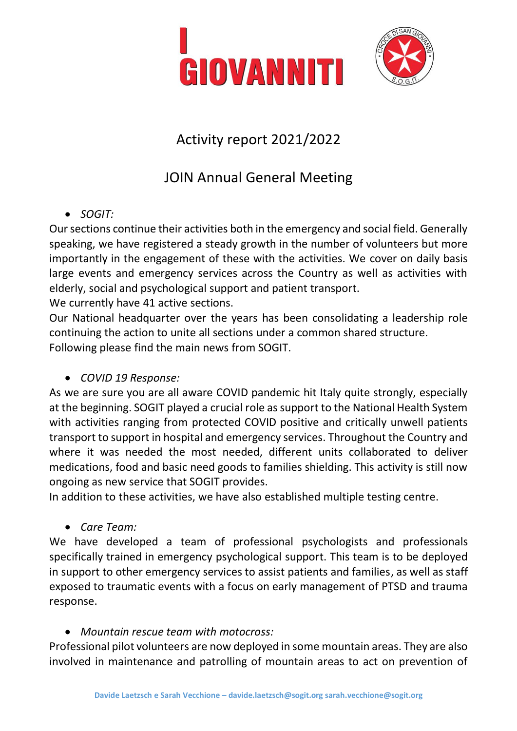I GIOVANNITI

# Activity report 2021/2022

## JOIN Annual General Meeting

- *SOGIT:*

Our sections continue their activities both in the emergency and social field. Generally speaking, we have registered a steady growth in the number of volunteers but more importantly in the engagement of these with the activities. We cover on daily basis large events and emergency services across the Country as well as activities with elderly, social and psychological support and patient transport.
We currently have 41 active sections.
Our National headquarter over the years has been consolidating a leadership role continuing the action to unite all sections under a common shared structure.
Following please find the main news from SOGIT.

- *COVID 19 Response:*

As we are sure you are all aware COVID pandemic hit Italy quite strongly, especially at the beginning. SOGIT played a crucial role as support to the National Health System with activities ranging from protected COVID positive and critically unwell patients transport to support in hospital and emergency services. Throughout the Country and where it was needed the most needed, different units collaborated to deliver medications, food and basic need goods to families shielding. This activity is still now ongoing as new service that SOGIT provides.
In addition to these activities, we have also established multiple testing centre.

- *Care Team:*

We have developed a team of professional psychologists and professionals specifically trained in emergency psychological support. This team is to be deployed in support to other emergency services to assist patients and families, as well as staff exposed to traumatic events with a focus on early management of PTSD and trauma response.

- *Mountain rescue team with motocross:*

Professional pilot volunteers are now deployed in some mountain areas. They are also involved in maintenance and patrolling of mountain areas to act on prevention of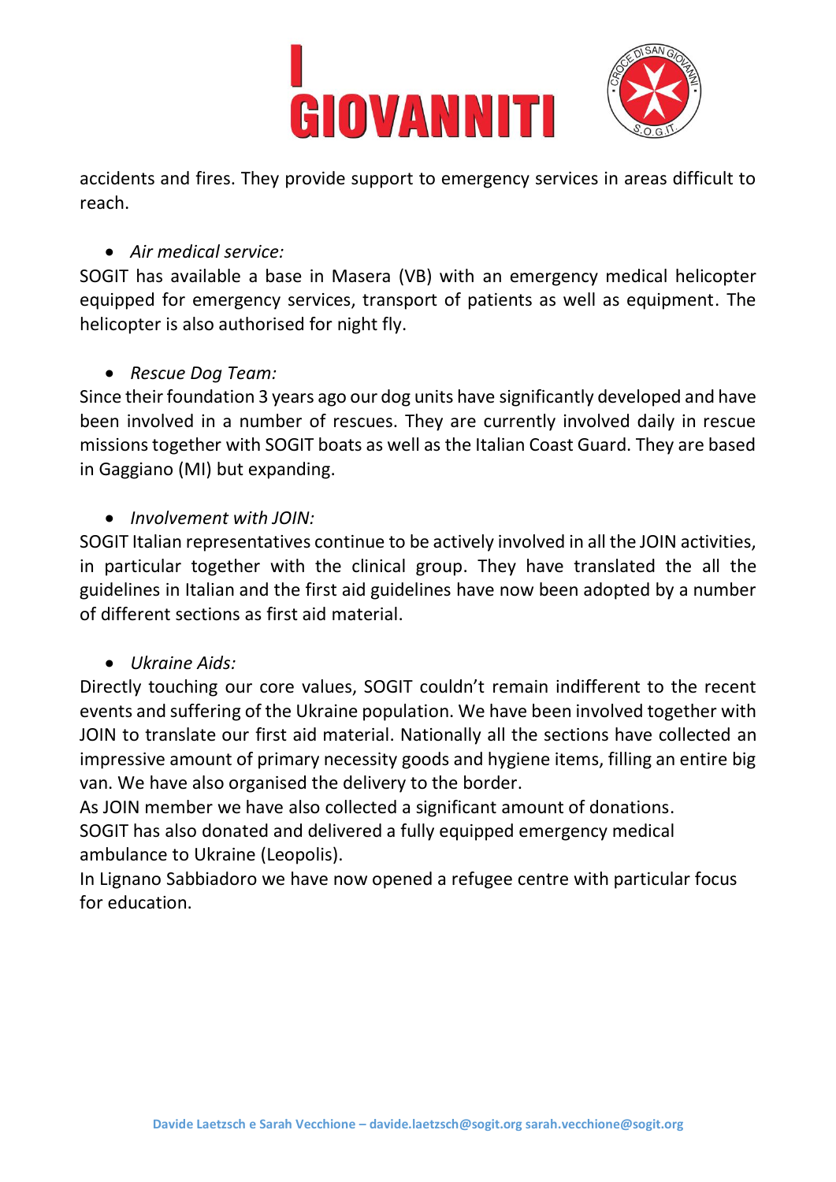accidents and fires. They provide support to emergency services in areas difficult to reach.

- *Air medical service:*

SOGIT has available a base in Masera (VB) with an emergency medical helicopter equipped for emergency services, transport of patients as well as equipment. The helicopter is also authorised for night fly.

- *Rescue Dog Team:*

Since their foundation 3 years ago our dog units have significantly developed and have been involved in a number of rescues. They are currently involved daily in rescue missions together with SOGIT boats as well as the Italian Coast Guard. They are based in Gaggiano (MI) but expanding.

- *Involvement with JOIN:*

SOGIT Italian representatives continue to be actively involved in all the JOIN activities, in particular together with the clinical group. They have translated the all the guidelines in Italian and the first aid guidelines have now been adopted by a number of different sections as first aid material.

- *Ukraine Aids:*

Directly touching our core values, SOGIT couldn't remain indifferent to the recent events and suffering of the Ukraine population. We have been involved together with JOIN to translate our first aid material. Nationally all the sections have collected an impressive amount of primary necessity goods and hygiene items, filling an entire big van. We have also organised the delivery to the border.
As JOIN member we have also collected a significant amount of donations.
SOGIT has also donated and delivered a fully equipped emergency medical ambulance to Ukraine (Leopolis).
In Lignano Sabbiadoro we have now opened a refugee centre with particular focus for education.